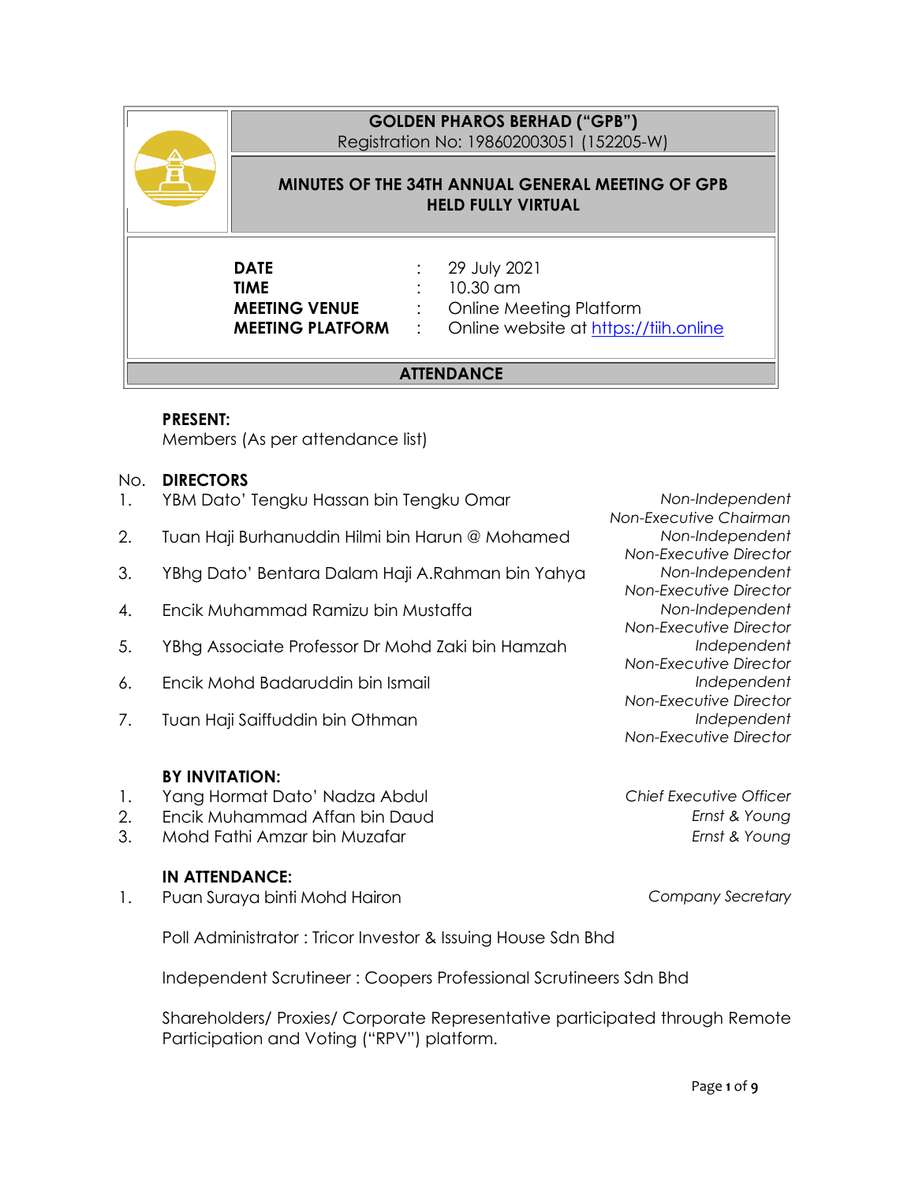# GOLDEN PHAROS BERHAD ("GPB")

Registration No: 198602003051 (152205-W)

## MINUTES OF THE 34TH ANNUAL GENERAL MEETING OF GPB HELD FULLY VIRTUAL

| | | |
|---|---|---|
| **DATE** | : | 29 July 2021 |
| **TIME** | : | 10.30 am |
| **MEETING VENUE** | : | Online Meeting Platform |
| **MEETING PLATFORM** | : | Online website at https://tiih.online |

## ATTENDANCE

**PRESENT:**
Members (As per attendance list)

| No. | **DIRECTORS** | |
|---|---|---|
| 1. | YBM Dato' Tengku Hassan bin Tengku Omar | *Non-Independent Non-Executive Chairman* |
| 2. | Tuan Haji Burhanuddin Hilmi bin Harun @ Mohamed | *Non-Independent Non-Executive Director* |
| 3. | YBhg Dato' Bentara Dalam Haji A.Rahman bin Yahya | *Non-Independent Non-Executive Director* |
| 4. | Encik Muhammad Ramizu bin Mustaffa | *Non-Independent Non-Executive Director* |
| 5. | YBhg Associate Professor Dr Mohd Zaki bin Hamzah | *Independent Non-Executive Director* |
| 6. | Encik Mohd Badaruddin bin Ismail | *Independent Non-Executive Director* |
| 7. | Tuan Haji Saiffuddin bin Othman | *Independent Non-Executive Director* |

**BY INVITATION:**

| | | |
|---|---|---|
| 1. | Yang Hormat Dato' Nadza Abdul | *Chief Executive Officer* |
| 2. | Encik Muhammad Affan bin Daud | *Ernst & Young* |
| 3. | Mohd Fathi Amzar bin Muzafar | *Ernst & Young* |

**IN ATTENDANCE:**

| | | |
|---|---|---|
| 1. | Puan Suraya binti Mohd Hairon | *Company Secretary* |

Poll Administrator : Tricor Investor & Issuing House Sdn Bhd

Independent Scrutineer : Coopers Professional Scrutineers Sdn Bhd

Shareholders/ Proxies/ Corporate Representative participated through Remote Participation and Voting ("RPV") platform.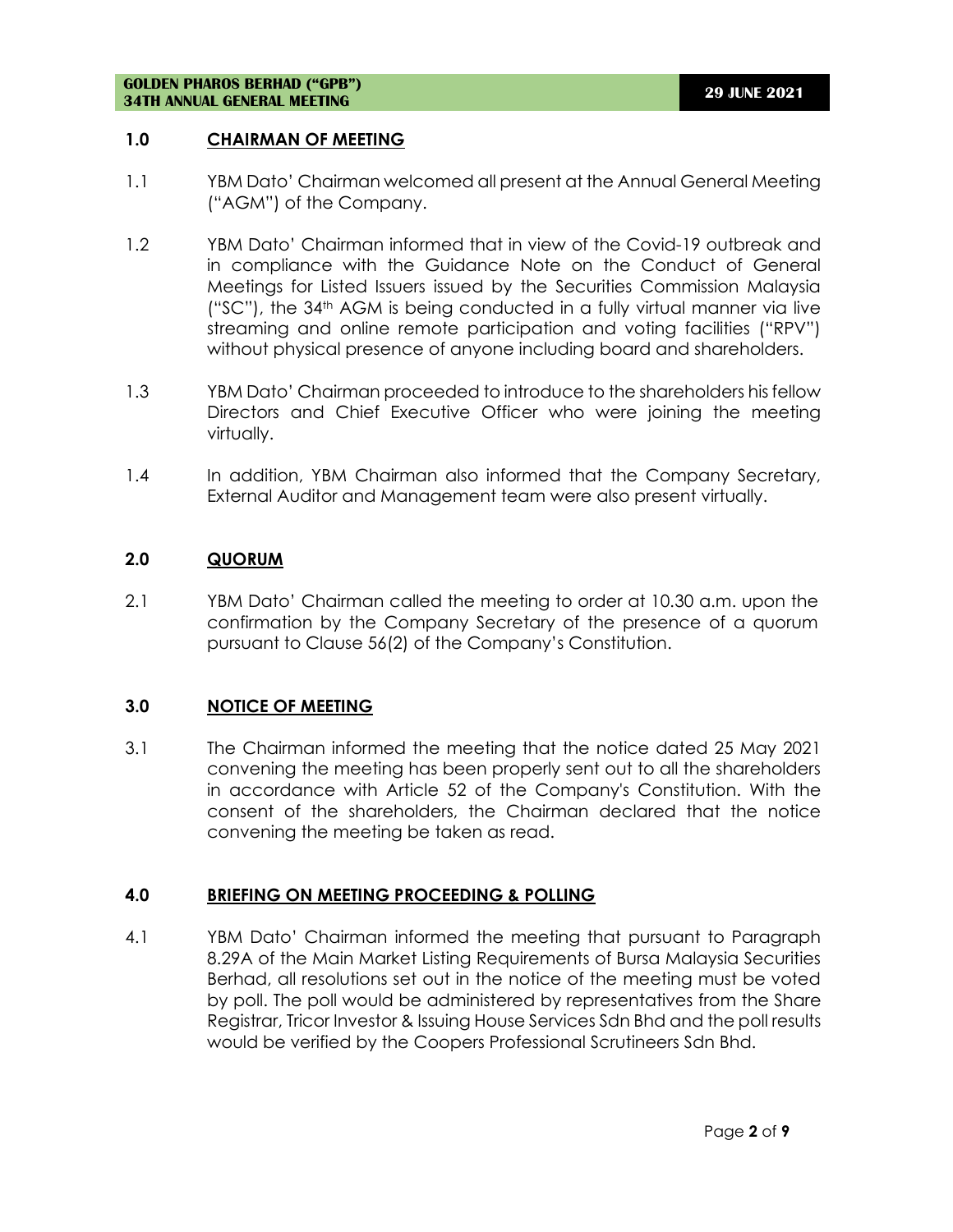## 1.0 CHAIRMAN OF MEETING

1.1 YBM Dato' Chairman welcomed all present at the Annual General Meeting ("AGM") of the Company.

1.2 YBM Dato' Chairman informed that in view of the Covid-19 outbreak and in compliance with the Guidance Note on the Conduct of General Meetings for Listed Issuers issued by the Securities Commission Malaysia ("SC"), the 34th AGM is being conducted in a fully virtual manner via live streaming and online remote participation and voting facilities ("RPV") without physical presence of anyone including board and shareholders.

1.3 YBM Dato' Chairman proceeded to introduce to the shareholders his fellow Directors and Chief Executive Officer who were joining the meeting virtually.

1.4 In addition, YBM Chairman also informed that the Company Secretary, External Auditor and Management team were also present virtually.

## 2.0 QUORUM

2.1 YBM Dato' Chairman called the meeting to order at 10.30 a.m. upon the confirmation by the Company Secretary of the presence of a quorum pursuant to Clause 56(2) of the Company's Constitution.

## 3.0 NOTICE OF MEETING

3.1 The Chairman informed the meeting that the notice dated 25 May 2021 convening the meeting has been properly sent out to all the shareholders in accordance with Article 52 of the Company's Constitution. With the consent of the shareholders, the Chairman declared that the notice convening the meeting be taken as read.

## 4.0 BRIEFING ON MEETING PROCEEDING & POLLING

4.1 YBM Dato' Chairman informed the meeting that pursuant to Paragraph 8.29A of the Main Market Listing Requirements of Bursa Malaysia Securities Berhad, all resolutions set out in the notice of the meeting must be voted by poll. The poll would be administered by representatives from the Share Registrar, Tricor Investor & Issuing House Services Sdn Bhd and the poll results would be verified by the Coopers Professional Scrutineers Sdn Bhd.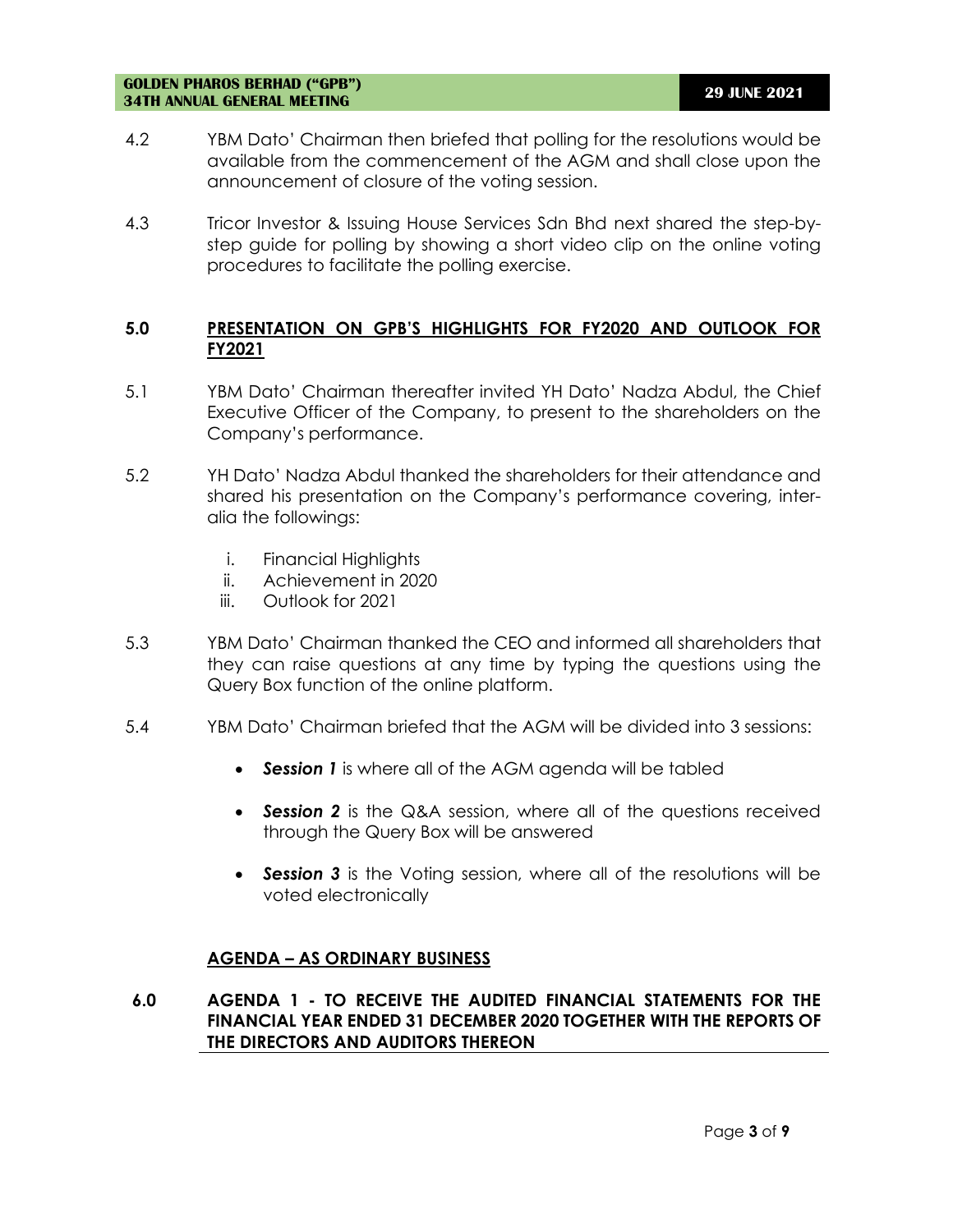4.2 YBM Dato' Chairman then briefed that polling for the resolutions would be available from the commencement of the AGM and shall close upon the announcement of closure of the voting session.

4.3 Tricor Investor & Issuing House Services Sdn Bhd next shared the step-by-step guide for polling by showing a short video clip on the online voting procedures to facilitate the polling exercise.

## 5.0 PRESENTATION ON GPB'S HIGHLIGHTS FOR FY2020 AND OUTLOOK FOR FY2021

5.1 YBM Dato' Chairman thereafter invited YH Dato' Nadza Abdul, the Chief Executive Officer of the Company, to present to the shareholders on the Company's performance.

5.2 YH Dato' Nadza Abdul thanked the shareholders for their attendance and shared his presentation on the Company's performance covering, inter-alia the followings:

i. Financial Highlights
ii. Achievement in 2020
iii. Outlook for 2021

5.3 YBM Dato' Chairman thanked the CEO and informed all shareholders that they can raise questions at any time by typing the questions using the Query Box function of the online platform.

5.4 YBM Dato' Chairman briefed that the AGM will be divided into 3 sessions:

- ***Session 1*** is where all of the AGM agenda will be tabled
- ***Session 2*** is the Q&A session, where all of the questions received through the Query Box will be answered
- ***Session 3*** is the Voting session, where all of the resolutions will be voted electronically

## AGENDA – AS ORDINARY BUSINESS

## 6.0 AGENDA 1 - TO RECEIVE THE AUDITED FINANCIAL STATEMENTS FOR THE FINANCIAL YEAR ENDED 31 DECEMBER 2020 TOGETHER WITH THE REPORTS OF THE DIRECTORS AND AUDITORS THEREON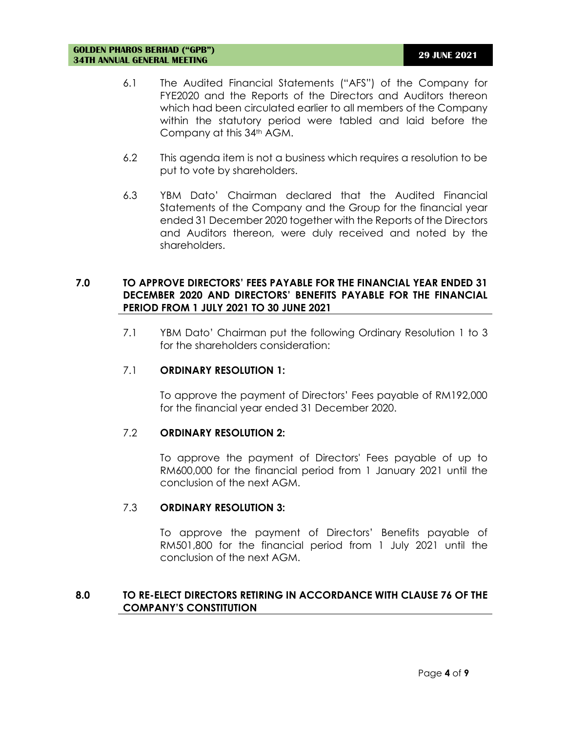6.1 The Audited Financial Statements ("AFS") of the Company for FYE2020 and the Reports of the Directors and Auditors thereon which had been circulated earlier to all members of the Company within the statutory period were tabled and laid before the Company at this 34th AGM.

6.2 This agenda item is not a business which requires a resolution to be put to vote by shareholders.

6.3 YBM Dato' Chairman declared that the Audited Financial Statements of the Company and the Group for the financial year ended 31 December 2020 together with the Reports of the Directors and Auditors thereon, were duly received and noted by the shareholders.

## 7.0 TO APPROVE DIRECTORS' FEES PAYABLE FOR THE FINANCIAL YEAR ENDED 31 DECEMBER 2020 AND DIRECTORS' BENEFITS PAYABLE FOR THE FINANCIAL PERIOD FROM 1 JULY 2021 TO 30 JUNE 2021

7.1 YBM Dato' Chairman put the following Ordinary Resolution 1 to 3 for the shareholders consideration:

7.1 **ORDINARY RESOLUTION 1:**

To approve the payment of Directors' Fees payable of RM192,000 for the financial year ended 31 December 2020.

7.2 **ORDINARY RESOLUTION 2:**

To approve the payment of Directors' Fees payable of up to RM600,000 for the financial period from 1 January 2021 until the conclusion of the next AGM.

7.3 **ORDINARY RESOLUTION 3:**

To approve the payment of Directors' Benefits payable of RM501,800 for the financial period from 1 July 2021 until the conclusion of the next AGM.

## 8.0 TO RE-ELECT DIRECTORS RETIRING IN ACCORDANCE WITH CLAUSE 76 OF THE COMPANY'S CONSTITUTION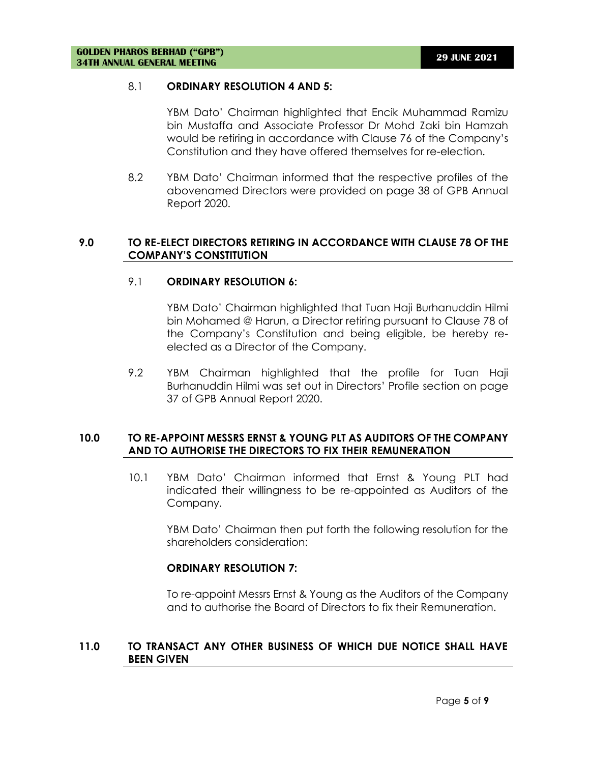8.1 **ORDINARY RESOLUTION 4 AND 5:**

YBM Dato' Chairman highlighted that Encik Muhammad Ramizu bin Mustaffa and Associate Professor Dr Mohd Zaki bin Hamzah would be retiring in accordance with Clause 76 of the Company's Constitution and they have offered themselves for re-election.

8.2 YBM Dato' Chairman informed that the respective profiles of the abovenamed Directors were provided on page 38 of GPB Annual Report 2020.

## 9.0 TO RE-ELECT DIRECTORS RETIRING IN ACCORDANCE WITH CLAUSE 78 OF THE COMPANY'S CONSTITUTION

9.1 **ORDINARY RESOLUTION 6:**

YBM Dato' Chairman highlighted that Tuan Haji Burhanuddin Hilmi bin Mohamed @ Harun, a Director retiring pursuant to Clause 78 of the Company's Constitution and being eligible, be hereby re-elected as a Director of the Company.

9.2 YBM Chairman highlighted that the profile for Tuan Haji Burhanuddin Hilmi was set out in Directors' Profile section on page 37 of GPB Annual Report 2020.

## 10.0 TO RE-APPOINT MESSRS ERNST & YOUNG PLT AS AUDITORS OF THE COMPANY AND TO AUTHORISE THE DIRECTORS TO FIX THEIR REMUNERATION

10.1 YBM Dato' Chairman informed that Ernst & Young PLT had indicated their willingness to be re-appointed as Auditors of the Company.

YBM Dato' Chairman then put forth the following resolution for the shareholders consideration:

**ORDINARY RESOLUTION 7:**

To re-appoint Messrs Ernst & Young as the Auditors of the Company and to authorise the Board of Directors to fix their Remuneration.

## 11.0 TO TRANSACT ANY OTHER BUSINESS OF WHICH DUE NOTICE SHALL HAVE BEEN GIVEN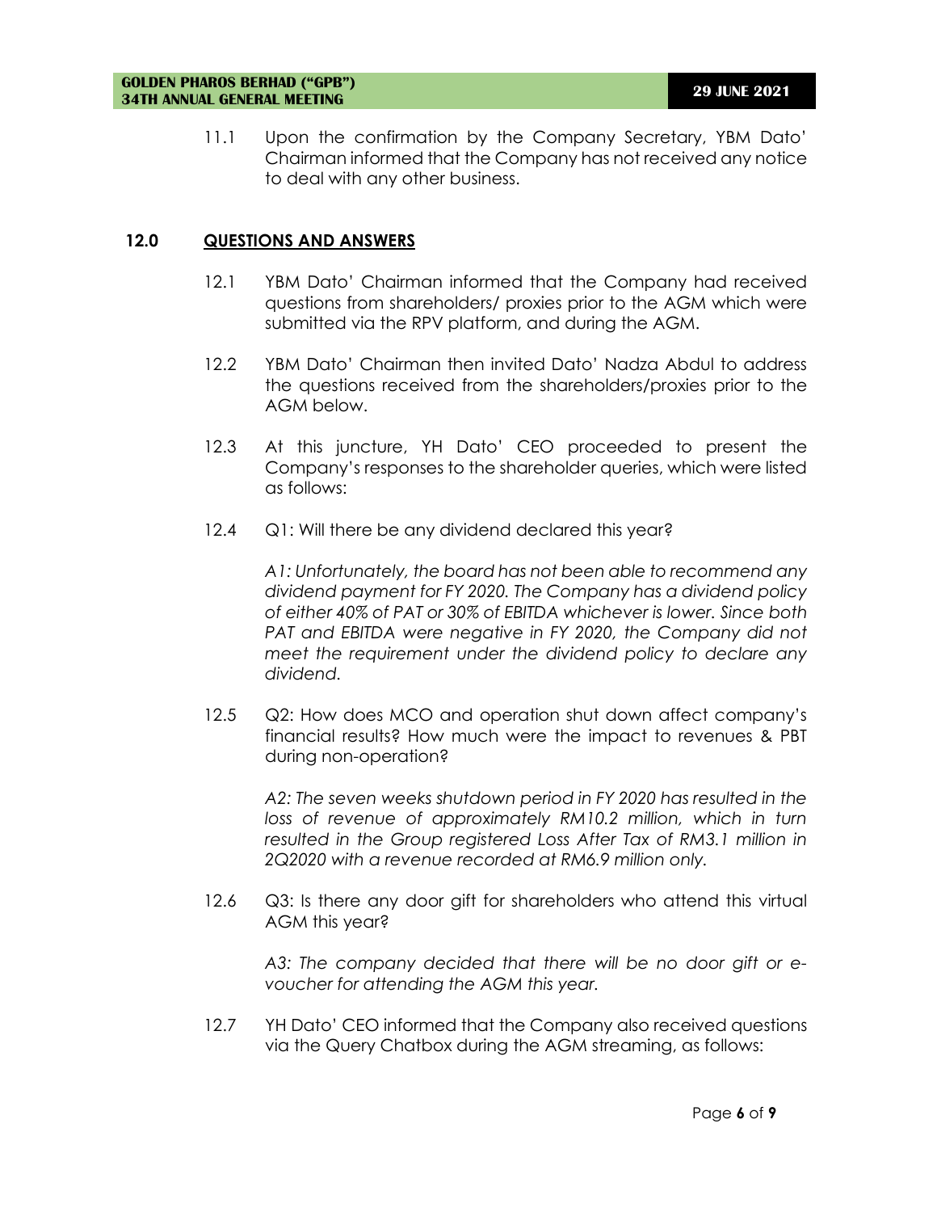11.1 Upon the confirmation by the Company Secretary, YBM Dato' Chairman informed that the Company has not received any notice to deal with any other business.

## 12.0 QUESTIONS AND ANSWERS

12.1 YBM Dato' Chairman informed that the Company had received questions from shareholders/ proxies prior to the AGM which were submitted via the RPV platform, and during the AGM.

12.2 YBM Dato' Chairman then invited Dato' Nadza Abdul to address the questions received from the shareholders/proxies prior to the AGM below.

12.3 At this juncture, YH Dato' CEO proceeded to present the Company's responses to the shareholder queries, which were listed as follows:

12.4 Q1: Will there be any dividend declared this year?

*A1: Unfortunately, the board has not been able to recommend any dividend payment for FY 2020. The Company has a dividend policy of either 40% of PAT or 30% of EBITDA whichever is lower. Since both PAT and EBITDA were negative in FY 2020, the Company did not meet the requirement under the dividend policy to declare any dividend.*

12.5 Q2: How does MCO and operation shut down affect company's financial results? How much were the impact to revenues & PBT during non-operation?

*A2: The seven weeks shutdown period in FY 2020 has resulted in the loss of revenue of approximately RM10.2 million, which in turn resulted in the Group registered Loss After Tax of RM3.1 million in 2Q2020 with a revenue recorded at RM6.9 million only.*

12.6 Q3: Is there any door gift for shareholders who attend this virtual AGM this year?

*A3: The company decided that there will be no door gift or e-voucher for attending the AGM this year.*

12.7 YH Dato' CEO informed that the Company also received questions via the Query Chatbox during the AGM streaming, as follows: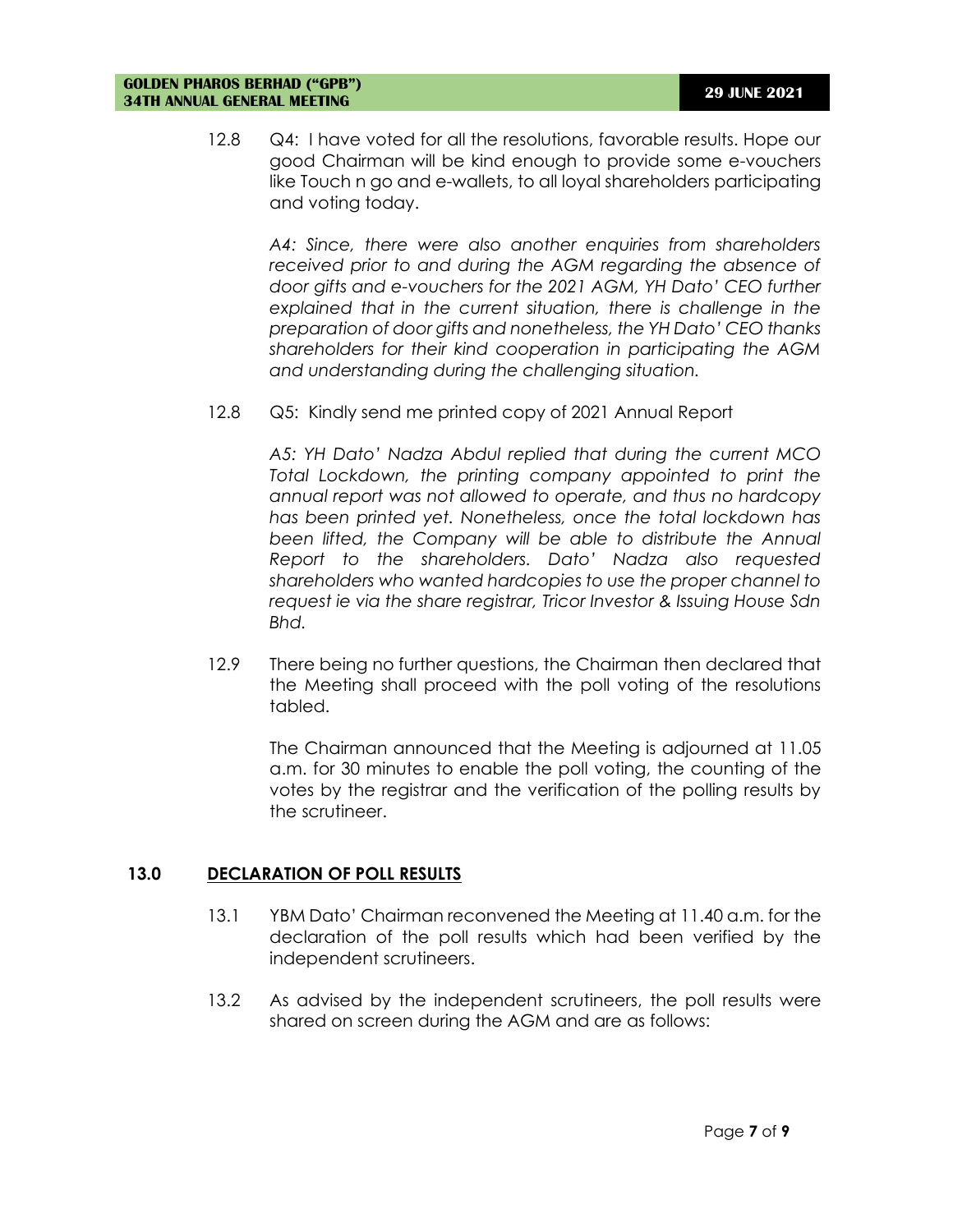12.8 Q4: I have voted for all the resolutions, favorable results. Hope our good Chairman will be kind enough to provide some e-vouchers like Touch n go and e-wallets, to all loyal shareholders participating and voting today.

*A4: Since, there were also another enquiries from shareholders received prior to and during the AGM regarding the absence of door gifts and e-vouchers for the 2021 AGM, YH Dato' CEO further explained that in the current situation, there is challenge in the preparation of door gifts and nonetheless, the YH Dato' CEO thanks shareholders for their kind cooperation in participating the AGM and understanding during the challenging situation.*

12.8 Q5: Kindly send me printed copy of 2021 Annual Report

*A5: YH Dato' Nadza Abdul replied that during the current MCO Total Lockdown, the printing company appointed to print the annual report was not allowed to operate, and thus no hardcopy has been printed yet. Nonetheless, once the total lockdown has been lifted, the Company will be able to distribute the Annual Report to the shareholders. Dato' Nadza also requested shareholders who wanted hardcopies to use the proper channel to request ie via the share registrar, Tricor Investor & Issuing House Sdn Bhd.*

12.9 There being no further questions, the Chairman then declared that the Meeting shall proceed with the poll voting of the resolutions tabled.

The Chairman announced that the Meeting is adjourned at 11.05 a.m. for 30 minutes to enable the poll voting, the counting of the votes by the registrar and the verification of the polling results by the scrutineer.

## 13.0 DECLARATION OF POLL RESULTS

13.1 YBM Dato' Chairman reconvened the Meeting at 11.40 a.m. for the declaration of the poll results which had been verified by the independent scrutineers.

13.2 As advised by the independent scrutineers, the poll results were shared on screen during the AGM and are as follows: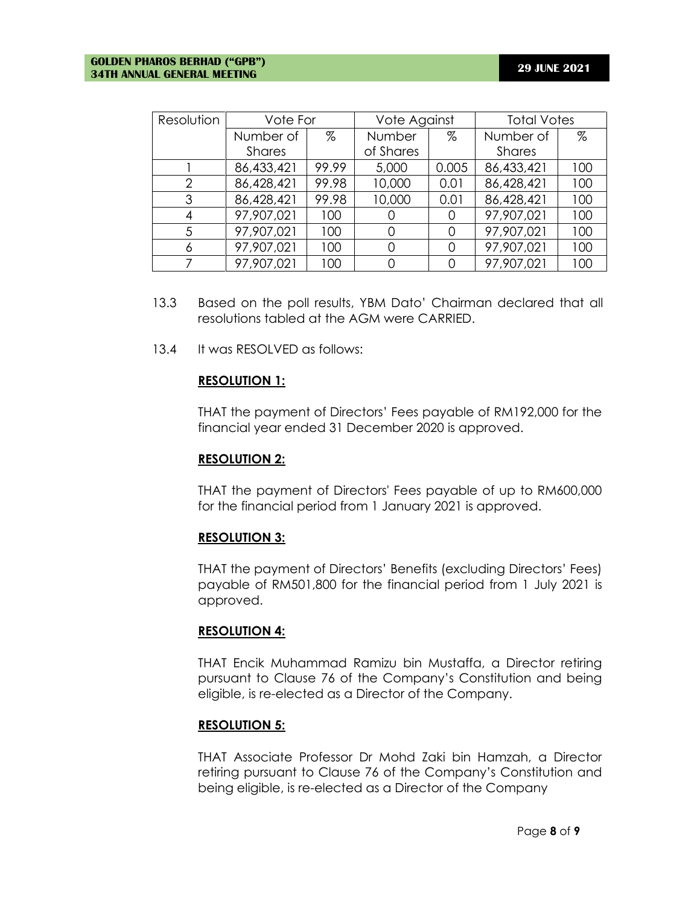| Resolution | Vote For | | Vote Against | | Total Votes | |
|---|---|---|---|---|---|---|
| | Number of Shares | % | Number of Shares | % | Number of Shares | % |
| 1 | 86,433,421 | 99.99 | 5,000 | 0.005 | 86,433,421 | 100 |
| 2 | 86,428,421 | 99.98 | 10,000 | 0.01 | 86,428,421 | 100 |
| 3 | 86,428,421 | 99.98 | 10,000 | 0.01 | 86,428,421 | 100 |
| 4 | 97,907,021 | 100 | 0 | 0 | 97,907,021 | 100 |
| 5 | 97,907,021 | 100 | 0 | 0 | 97,907,021 | 100 |
| 6 | 97,907,021 | 100 | 0 | 0 | 97,907,021 | 100 |
| 7 | 97,907,021 | 100 | 0 | 0 | 97,907,021 | 100 |

13.3 Based on the poll results, YBM Dato' Chairman declared that all resolutions tabled at the AGM were CARRIED.

13.4 It was RESOLVED as follows:

**RESOLUTION 1:**

THAT the payment of Directors' Fees payable of RM192,000 for the financial year ended 31 December 2020 is approved.

**RESOLUTION 2:**

THAT the payment of Directors' Fees payable of up to RM600,000 for the financial period from 1 January 2021 is approved.

**RESOLUTION 3:**

THAT the payment of Directors' Benefits (excluding Directors' Fees) payable of RM501,800 for the financial period from 1 July 2021 is approved.

**RESOLUTION 4:**

THAT Encik Muhammad Ramizu bin Mustaffa, a Director retiring pursuant to Clause 76 of the Company's Constitution and being eligible, is re-elected as a Director of the Company.

**RESOLUTION 5:**

THAT Associate Professor Dr Mohd Zaki bin Hamzah, a Director retiring pursuant to Clause 76 of the Company's Constitution and being eligible, is re-elected as a Director of the Company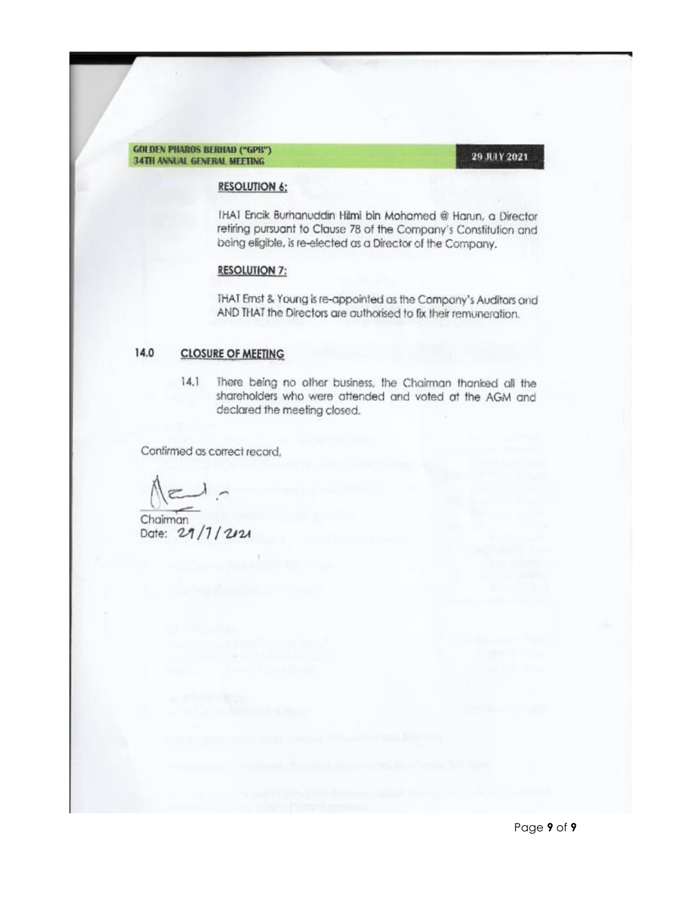**RESOLUTION 6:**

THAT Encik Burhanuddin Hilmi bin Mohamed @ Harun, a Director retiring pursuant to Clause 78 of the Company's Constitution and being eligible, is re-elected as a Director of the Company.

**RESOLUTION 7:**

THAT Ernst & Young is re-appointed as the Company's Auditors and AND THAT the Directors are authorised to fix their remuneration.

## 14.0 CLOSURE OF MEETING

14.1 There being no other business, the Chairman thanked all the shareholders who were attended and voted at the AGM and declared the meeting closed.

Confirmed as correct record,

Chairman
Date: 29/7/2021